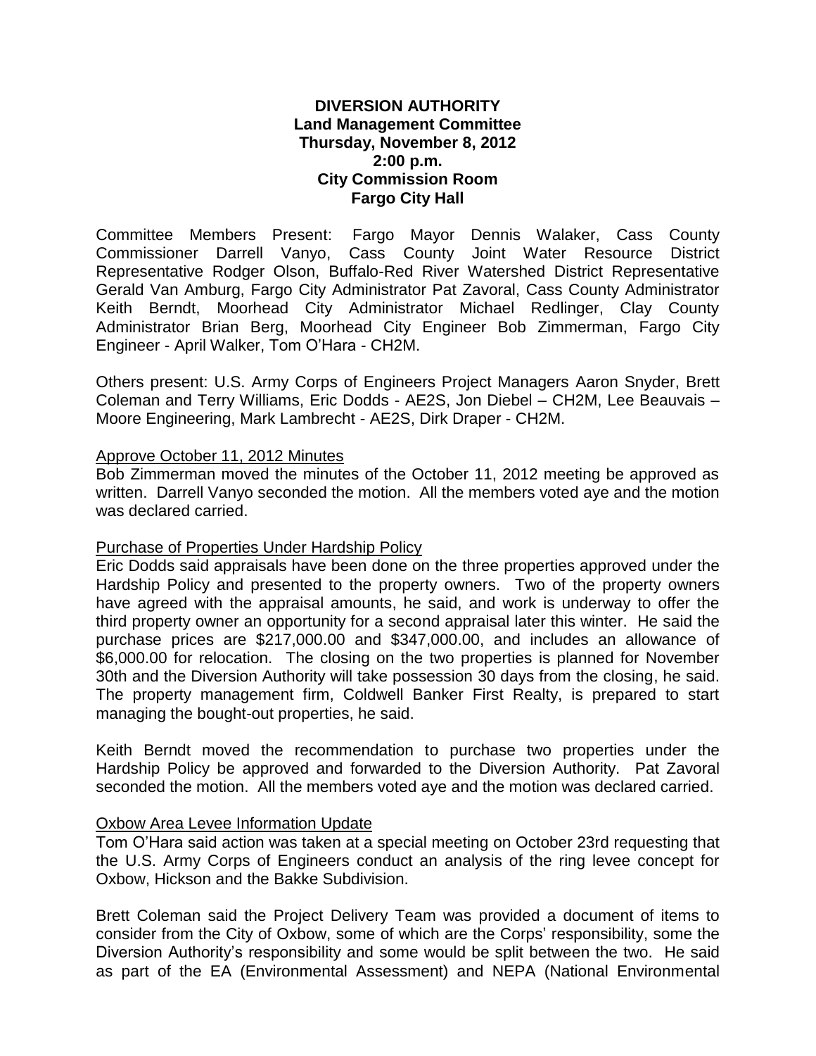**DIVERSION AUTHORITY**
**Land Management Committee**
**Thursday, November 8, 2012**
**2:00 p.m.**
**City Commission Room**
**Fargo City Hall**

Committee Members Present: Fargo Mayor Dennis Walaker, Cass County Commissioner Darrell Vanyo, Cass County Joint Water Resource District Representative Rodger Olson, Buffalo-Red River Watershed District Representative Gerald Van Amburg, Fargo City Administrator Pat Zavoral, Cass County Administrator Keith Berndt, Moorhead City Administrator Michael Redlinger, Clay County Administrator Brian Berg, Moorhead City Engineer Bob Zimmerman, Fargo City Engineer - April Walker, Tom O'Hara - CH2M.

Others present: U.S. Army Corps of Engineers Project Managers Aaron Snyder, Brett Coleman and Terry Williams, Eric Dodds - AE2S, Jon Diebel – CH2M, Lee Beauvais – Moore Engineering, Mark Lambrecht - AE2S, Dirk Draper - CH2M.

Approve October 11, 2012 Minutes

Bob Zimmerman moved the minutes of the October 11, 2012 meeting be approved as written. Darrell Vanyo seconded the motion. All the members voted aye and the motion was declared carried.

Purchase of Properties Under Hardship Policy

Eric Dodds said appraisals have been done on the three properties approved under the Hardship Policy and presented to the property owners. Two of the property owners have agreed with the appraisal amounts, he said, and work is underway to offer the third property owner an opportunity for a second appraisal later this winter. He said the purchase prices are $217,000.00 and $347,000.00, and includes an allowance of $6,000.00 for relocation. The closing on the two properties is planned for November 30th and the Diversion Authority will take possession 30 days from the closing, he said. The property management firm, Coldwell Banker First Realty, is prepared to start managing the bought-out properties, he said.

Keith Berndt moved the recommendation to purchase two properties under the Hardship Policy be approved and forwarded to the Diversion Authority. Pat Zavoral seconded the motion. All the members voted aye and the motion was declared carried.

Oxbow Area Levee Information Update

Tom O'Hara said action was taken at a special meeting on October 23rd requesting that the U.S. Army Corps of Engineers conduct an analysis of the ring levee concept for Oxbow, Hickson and the Bakke Subdivision.

Brett Coleman said the Project Delivery Team was provided a document of items to consider from the City of Oxbow, some of which are the Corps' responsibility, some the Diversion Authority's responsibility and some would be split between the two. He said as part of the EA (Environmental Assessment) and NEPA (National Environmental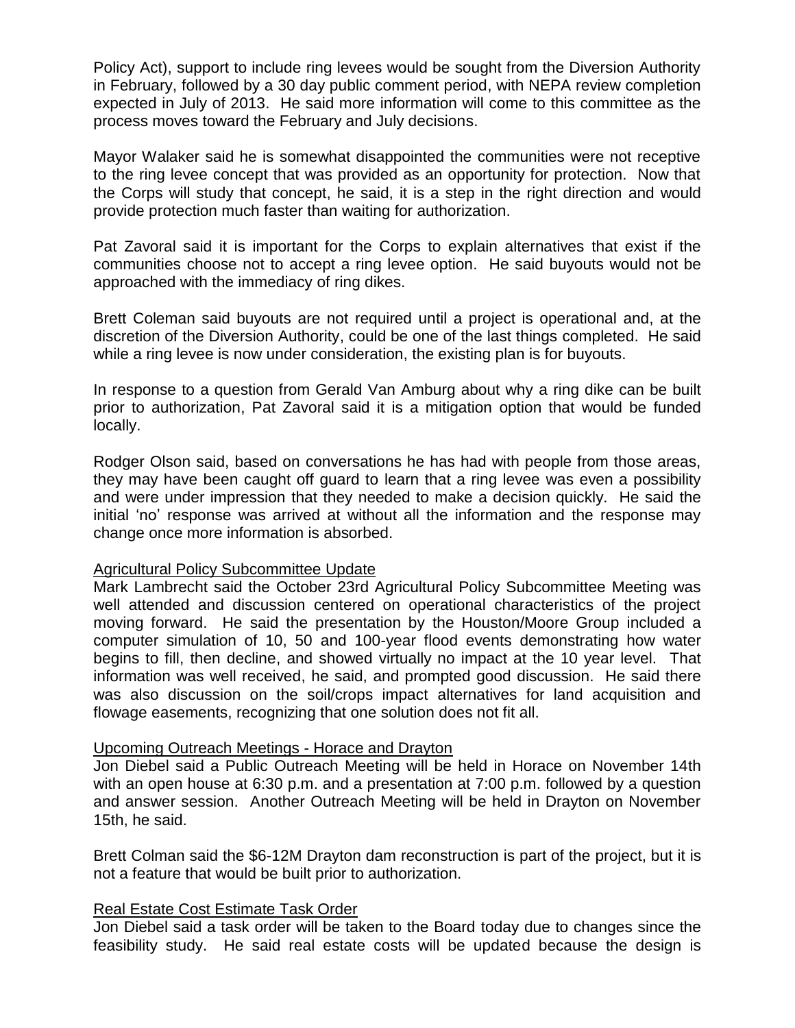Policy Act), support to include ring levees would be sought from the Diversion Authority in February, followed by a 30 day public comment period, with NEPA review completion expected in July of 2013. He said more information will come to this committee as the process moves toward the February and July decisions.

Mayor Walaker said he is somewhat disappointed the communities were not receptive to the ring levee concept that was provided as an opportunity for protection. Now that the Corps will study that concept, he said, it is a step in the right direction and would provide protection much faster than waiting for authorization.

Pat Zavoral said it is important for the Corps to explain alternatives that exist if the communities choose not to accept a ring levee option. He said buyouts would not be approached with the immediacy of ring dikes.

Brett Coleman said buyouts are not required until a project is operational and, at the discretion of the Diversion Authority, could be one of the last things completed. He said while a ring levee is now under consideration, the existing plan is for buyouts.

In response to a question from Gerald Van Amburg about why a ring dike can be built prior to authorization, Pat Zavoral said it is a mitigation option that would be funded locally.

Rodger Olson said, based on conversations he has had with people from those areas, they may have been caught off guard to learn that a ring levee was even a possibility and were under impression that they needed to make a decision quickly. He said the initial 'no' response was arrived at without all the information and the response may change once more information is absorbed.

Agricultural Policy Subcommittee Update

Mark Lambrecht said the October 23rd Agricultural Policy Subcommittee Meeting was well attended and discussion centered on operational characteristics of the project moving forward. He said the presentation by the Houston/Moore Group included a computer simulation of 10, 50 and 100-year flood events demonstrating how water begins to fill, then decline, and showed virtually no impact at the 10 year level. That information was well received, he said, and prompted good discussion. He said there was also discussion on the soil/crops impact alternatives for land acquisition and flowage easements, recognizing that one solution does not fit all.

Upcoming Outreach Meetings - Horace and Drayton

Jon Diebel said a Public Outreach Meeting will be held in Horace on November 14th with an open house at 6:30 p.m. and a presentation at 7:00 p.m. followed by a question and answer session. Another Outreach Meeting will be held in Drayton on November 15th, he said.

Brett Colman said the $6-12M Drayton dam reconstruction is part of the project, but it is not a feature that would be built prior to authorization.

Real Estate Cost Estimate Task Order

Jon Diebel said a task order will be taken to the Board today due to changes since the feasibility study. He said real estate costs will be updated because the design is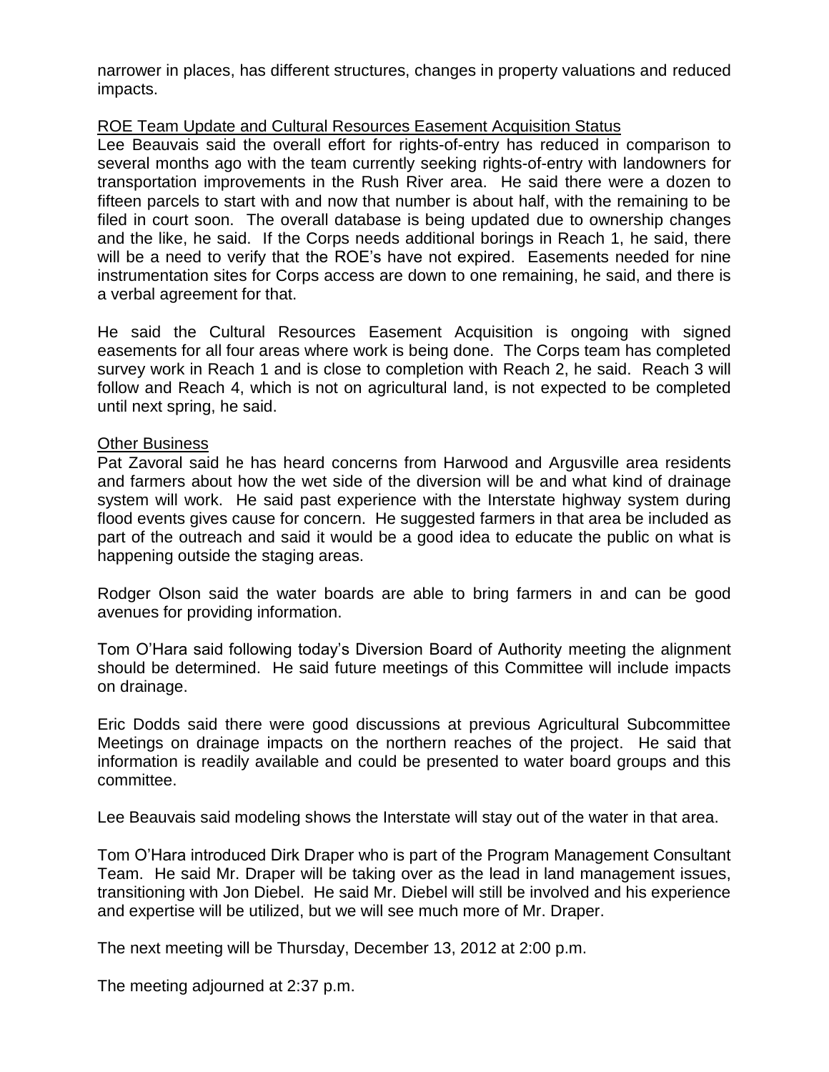narrower in places, has different structures, changes in property valuations and reduced impacts.

ROE Team Update and Cultural Resources Easement Acquisition Status

Lee Beauvais said the overall effort for rights-of-entry has reduced in comparison to several months ago with the team currently seeking rights-of-entry with landowners for transportation improvements in the Rush River area. He said there were a dozen to fifteen parcels to start with and now that number is about half, with the remaining to be filed in court soon. The overall database is being updated due to ownership changes and the like, he said. If the Corps needs additional borings in Reach 1, he said, there will be a need to verify that the ROE's have not expired. Easements needed for nine instrumentation sites for Corps access are down to one remaining, he said, and there is a verbal agreement for that.

He said the Cultural Resources Easement Acquisition is ongoing with signed easements for all four areas where work is being done. The Corps team has completed survey work in Reach 1 and is close to completion with Reach 2, he said. Reach 3 will follow and Reach 4, which is not on agricultural land, is not expected to be completed until next spring, he said.

Other Business

Pat Zavoral said he has heard concerns from Harwood and Argusville area residents and farmers about how the wet side of the diversion will be and what kind of drainage system will work. He said past experience with the Interstate highway system during flood events gives cause for concern. He suggested farmers in that area be included as part of the outreach and said it would be a good idea to educate the public on what is happening outside the staging areas.

Rodger Olson said the water boards are able to bring farmers in and can be good avenues for providing information.

Tom O'Hara said following today's Diversion Board of Authority meeting the alignment should be determined. He said future meetings of this Committee will include impacts on drainage.

Eric Dodds said there were good discussions at previous Agricultural Subcommittee Meetings on drainage impacts on the northern reaches of the project. He said that information is readily available and could be presented to water board groups and this committee.

Lee Beauvais said modeling shows the Interstate will stay out of the water in that area.

Tom O'Hara introduced Dirk Draper who is part of the Program Management Consultant Team. He said Mr. Draper will be taking over as the lead in land management issues, transitioning with Jon Diebel. He said Mr. Diebel will still be involved and his experience and expertise will be utilized, but we will see much more of Mr. Draper.

The next meeting will be Thursday, December 13, 2012 at 2:00 p.m.

The meeting adjourned at 2:37 p.m.